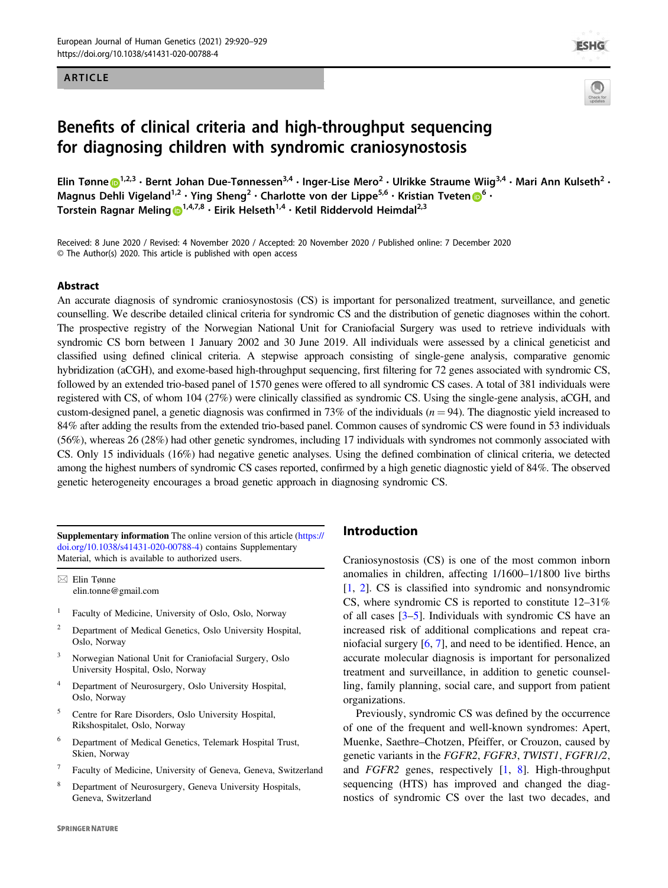ARTICLE

# Benefits of clinical criteria and high-throughput sequencing for diagnosing children with syndromic craniosynostosis

Elin Tønne[1,2,3] · Bernt Johan Due-Tønnessen[3,4] · Inger-Lise Mero[2] · Ulrikke Straume Wiig[3,4] · Mari Ann Kulseth[2] · Magnus Dehli Vigeland[1,2] · Ying Sheng[2] · Charlotte von der Lippe[5,6] · Kristian Tveten[6] · Torstein Ragnar Meling[1,4,7,8] · Eirik Helseth[1,4] · Ketil Riddervold Heimdal[2,3]

Received: 8 June 2020 / Revised: 4 November 2020 / Accepted: 20 November 2020 / Published online: 7 December 2020
© The Author(s) 2020. This article is published with open access

## Abstract

An accurate diagnosis of syndromic craniosynostosis (CS) is important for personalized treatment, surveillance, and genetic counselling. We describe detailed clinical criteria for syndromic CS and the distribution of genetic diagnoses within the cohort. The prospective registry of the Norwegian National Unit for Craniofacial Surgery was used to retrieve individuals with syndromic CS born between 1 January 2002 and 30 June 2019. All individuals were assessed by a clinical geneticist and classified using defined clinical criteria. A stepwise approach consisting of single-gene analysis, comparative genomic hybridization (aCGH), and exome-based high-throughput sequencing, first filtering for 72 genes associated with syndromic CS, followed by an extended trio-based panel of 1570 genes were offered to all syndromic CS cases. A total of 381 individuals were registered with CS, of whom 104 (27%) were clinically classified as syndromic CS. Using the single-gene analysis, aCGH, and custom-designed panel, a genetic diagnosis was confirmed in 73% of the individuals ($n = 94$). The diagnostic yield increased to 84% after adding the results from the extended trio-based panel. Common causes of syndromic CS were found in 53 individuals (56%), whereas 26 (28%) had other genetic syndromes, including 17 individuals with syndromes not commonly associated with CS. Only 15 individuals (16%) had negative genetic analyses. Using the defined combination of clinical criteria, we detected among the highest numbers of syndromic CS cases reported, confirmed by a high genetic diagnostic yield of 84%. The observed genetic heterogeneity encourages a broad genetic approach in diagnosing syndromic CS.

**Supplementary information** The online version of this article (https://doi.org/10.1038/s41431-020-00788-4) contains Supplementary Material, which is available to authorized users.

✉ Elin Tønne
elin.tonne@gmail.com

1. Faculty of Medicine, University of Oslo, Oslo, Norway
2. Department of Medical Genetics, Oslo University Hospital, Oslo, Norway
3. Norwegian National Unit for Craniofacial Surgery, Oslo University Hospital, Oslo, Norway
4. Department of Neurosurgery, Oslo University Hospital, Oslo, Norway
5. Centre for Rare Disorders, Oslo University Hospital, Rikshospitalet, Oslo, Norway
6. Department of Medical Genetics, Telemark Hospital Trust, Skien, Norway
7. Faculty of Medicine, University of Geneva, Geneva, Switzerland
8. Department of Neurosurgery, Geneva University Hospitals, Geneva, Switzerland

## Introduction

Craniosynostosis (CS) is one of the most common inborn anomalies in children, affecting 1/1600–1/1800 live births [1, 2]. CS is classified into syndromic and nonsyndromic CS, where syndromic CS is reported to constitute 12–31% of all cases [3–5]. Individuals with syndromic CS have an increased risk of additional complications and repeat craniofacial surgery [6, 7], and need to be identified. Hence, an accurate molecular diagnosis is important for personalized treatment and surveillance, in addition to genetic counselling, family planning, social care, and support from patient organizations.

Previously, syndromic CS was defined by the occurrence of one of the frequent and well-known syndromes: Apert, Muenke, Saethre–Chotzen, Pfeiffer, or Crouzon, caused by genetic variants in the *FGFR2*, *FGFR3*, *TWIST1*, *FGFR1/2*, and *FGFR2* genes, respectively [1, 8]. High-throughput sequencing (HTS) has improved and changed the diagnostics of syndromic CS over the last two decades, and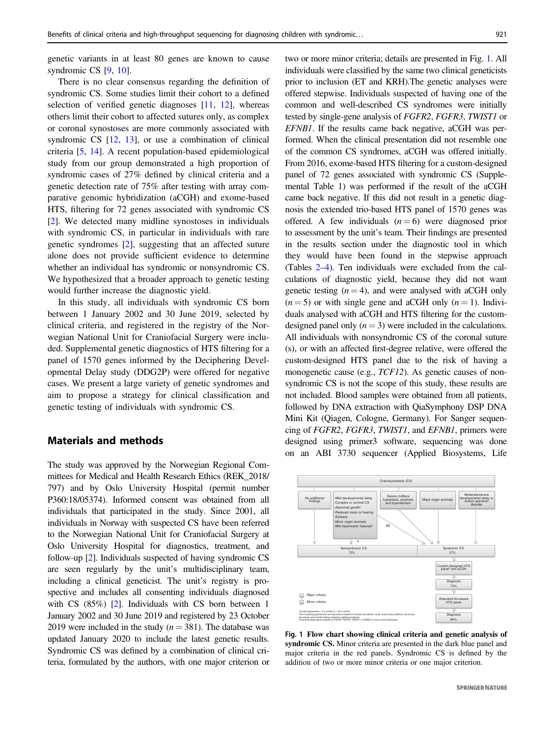genetic variants in at least 80 genes are known to cause syndromic CS [9, 10].

There is no clear consensus regarding the definition of syndromic CS. Some studies limit their cohort to a defined selection of verified genetic diagnoses [11, 12], whereas others limit their cohort to affected sutures only, as complex or coronal synostoses are more commonly associated with syndromic CS [12, 13], or use a combination of clinical criteria [5, 14]. A recent population-based epidemiological study from our group demonstrated a high proportion of syndromic cases of 27% defined by clinical criteria and a genetic detection rate of 75% after testing with array comparative genomic hybridization (aCGH) and exome-based HTS, filtering for 72 genes associated with syndromic CS [2]. We detected many midline synostoses in individuals with syndromic CS, in particular in individuals with rare genetic syndromes [2], suggesting that an affected suture alone does not provide sufficient evidence to determine whether an individual has syndromic or nonsyndromic CS. We hypothesized that a broader approach to genetic testing would further increase the diagnostic yield.

In this study, all individuals with syndromic CS born between 1 January 2002 and 30 June 2019, selected by clinical criteria, and registered in the registry of the Norwegian National Unit for Craniofacial Surgery were included. Supplemental genetic diagnostics of HTS filtering for a panel of 1570 genes informed by the Deciphering Developmental Delay study (DDG2P) were offered for negative cases. We present a large variety of genetic syndromes and aim to propose a strategy for clinical classification and genetic testing of individuals with syndromic CS.

## Materials and methods

The study was approved by the Norwegian Regional Committees for Medical and Health Research Ethics (REK_2018/797) and by Oslo University Hospital (permit number P360:18/05374). Informed consent was obtained from all individuals that participated in the study. Since 2001, all individuals in Norway with suspected CS have been referred to the Norwegian National Unit for Craniofacial Surgery at Oslo University Hospital for diagnostics, treatment, and follow-up [2]. Individuals suspected of having syndromic CS are seen regularly by the unit's multidisciplinary team, including a clinical geneticist. The unit's registry is prospective and includes all consenting individuals diagnosed with CS (85%) [2]. Individuals with CS born between 1 January 2002 and 30 June 2019 and registered by 23 October 2019 were included in the study ($n = 381$). The database was updated January 2020 to include the latest genetic results. Syndromic CS was defined by a combination of clinical criteria, formulated by the authors, with one major criterion or two or more minor criteria; details are presented in Fig. 1. All individuals were classified by the same two clinical geneticists prior to inclusion (ET and KRH).The genetic analyses were offered stepwise. Individuals suspected of having one of the common and well-described CS syndromes were initially tested by single-gene analysis of *FGFR2*, *FGFR3*, *TWIST1* or *EFNB1*. If the results came back negative, aCGH was performed. When the clinical presentation did not resemble one of the common CS syndromes, aCGH was offered initially. From 2016, exome-based HTS filtering for a custom-designed panel of 72 genes associated with syndromic CS (Supplemental Table 1) was performed if the result of the aCGH came back negative. If this did not result in a genetic diagnosis the extended trio-based HTS panel of 1570 genes was offered. A few individuals ($n = 6$) were diagnosed prior to assessment by the unit's team. Their findings are presented in the results section under the diagnostic tool in which they would have been found in the stepwise approach (Tables 2–4). Ten individuals were excluded from the calculations of diagnostic yield, because they did not want genetic testing ($n = 4$), and were analysed with aCGH only ($n = 5$) or with single gene and aCGH only ($n = 1$). Individuals analysed with aCGH and HTS filtering for the custom-designed HTS panel only ($n = 3$) were included in the calculations. All individuals with nonsyndromic CS of the coronal suture (s), or with an affected first-degree relative, were offered the custom-designed HTS panel due to the risk of having a monogenetic cause (e.g., *TCF12*). As genetic causes of nonsyndromic CS is not the scope of this study, these results are not included. Blood samples were obtained from all patients, followed by DNA extraction with QiaSymphony DSP DNA Mini Kit (Qiagen, Cologne, Germany). For Sanger sequencing of *FGFR2*, *FGFR3*, *TWIST1*, and *EFNB1*, primers were designed using primer3 software, sequencing was done on an ABI 3730 sequencer (Applied Biosystems, Life

**Fig. 1 Flow chart showing clinical criteria and genetic analysis of syndromic CS.** Minor criteria are presented in the dark blue panel and major criteria in the red panels. Syndromic CS is defined by the addition of two or more minor criteria or one major criterion.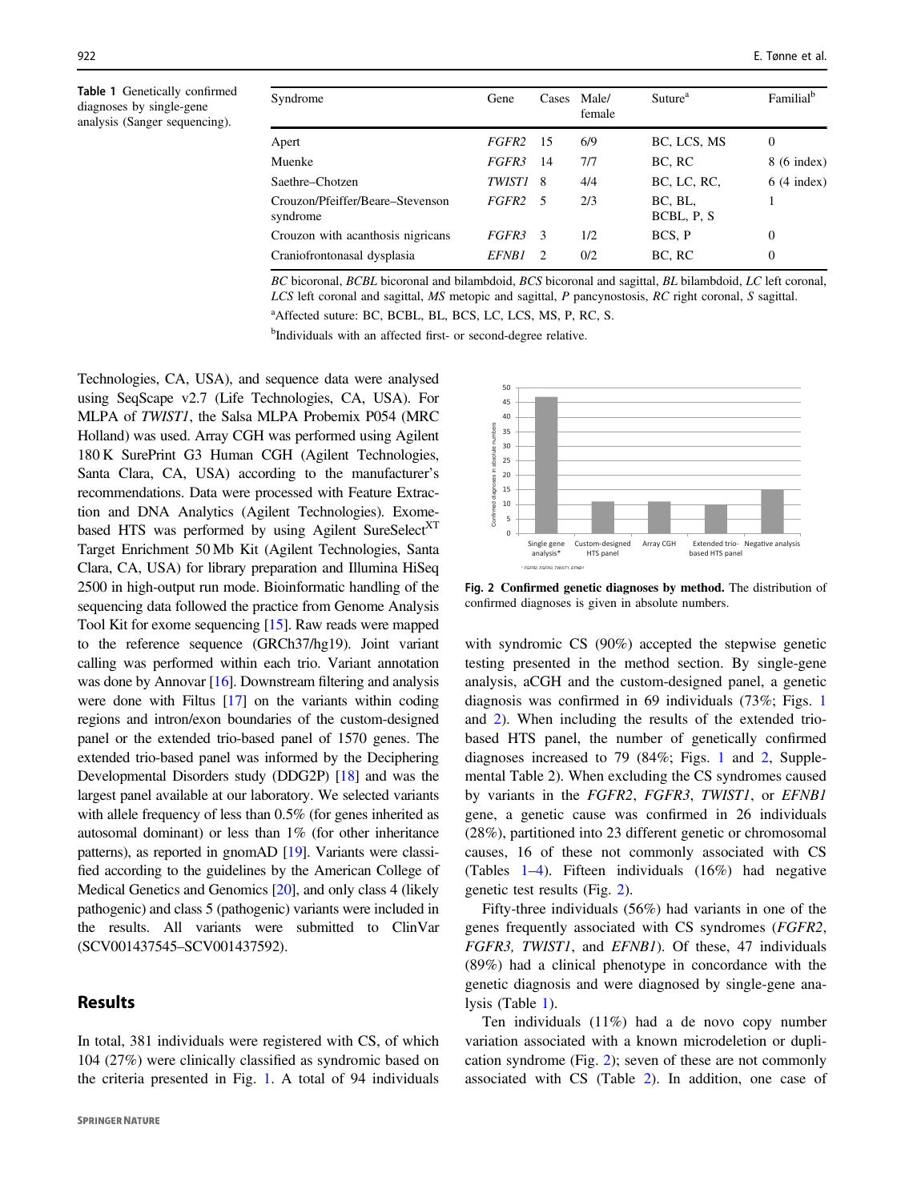**Table 1** Genetically confirmed diagnoses by single-gene analysis (Sanger sequencing).

| Syndrome | Gene | Cases | Male/ female | Suture[a] | Familial[b] |
|---|---|---|---|---|---|
| Apert | *FGFR2* | 15 | 6/9 | BC, LCS, MS | 0 |
| Muenke | *FGFR3* | 14 | 7/7 | BC, RC | 8 (6 index) |
| Saethre–Chotzen | *TWIST1* | 8 | 4/4 | BC, LC, RC, | 6 (4 index) |
| Crouzon/Pfeiffer/Beare–Stevenson syndrome | *FGFR2* | 5 | 2/3 | BC, BL, BCBL, P, S | 1 |
| Crouzon with acanthosis nigricans | *FGFR3* | 3 | 1/2 | BCS, P | 0 |
| Craniofrontonasal dysplasia | *EFNB1* | 2 | 0/2 | BC, RC | 0 |

*BC* bicoronal, *BCBL* bicoronal and bilambdoid, *BCS* bicoronal and sagittal, *BL* bilambdoid, *LC* left coronal, *LCS* left coronal and sagittal, *MS* metopic and sagittal, *P* pancynostosis, *RC* right coronal, *S* sagittal.

[a]Affected suture: BC, BCBL, BL, BCS, LC, LCS, MS, P, RC, S.

[b]Individuals with an affected first- or second-degree relative.

Technologies, CA, USA), and sequence data were analysed using SeqScape v2.7 (Life Technologies, CA, USA). For MLPA of *TWIST1*, the Salsa MLPA Probemix P054 (MRC Holland) was used. Array CGH was performed using Agilent 180 K SurePrint G3 Human CGH (Agilent Technologies, Santa Clara, CA, USA) according to the manufacturer's recommendations. Data were processed with Feature Extraction and DNA Analytics (Agilent Technologies). Exome-based HTS was performed by using Agilent SureSelect[XT] Target Enrichment 50 Mb Kit (Agilent Technologies, Santa Clara, CA, USA) for library preparation and Illumina HiSeq 2500 in high-output run mode. Bioinformatic handling of the sequencing data followed the practice from Genome Analysis Tool Kit for exome sequencing [15]. Raw reads were mapped to the reference sequence (GRCh37/hg19). Joint variant calling was performed within each trio. Variant annotation was done by Annovar [16]. Downstream filtering and analysis were done with Filtus [17] on the variants within coding regions and intron/exon boundaries of the custom-designed panel or the extended trio-based panel of 1570 genes. The extended trio-based panel was informed by the Deciphering Developmental Disorders study (DDG2P) [18] and was the largest panel available at our laboratory. We selected variants with allele frequency of less than 0.5% (for genes inherited as autosomal dominant) or less than 1% (for other inheritance patterns), as reported in gnomAD [19]. Variants were classified according to the guidelines by the American College of Medical Genetics and Genomics [20], and only class 4 (likely pathogenic) and class 5 (pathogenic) variants were included in the results. All variants were submitted to ClinVar (SCV001437545–SCV001437592).

## Results

In total, 381 individuals were registered with CS, of which 104 (27%) were clinically classified as syndromic based on the criteria presented in Fig. 1. A total of 94 individuals with syndromic CS (90%) accepted the stepwise genetic testing presented in the method section. By single-gene analysis, aCGH and the custom-designed panel, a genetic diagnosis was confirmed in 69 individuals (73%; Figs. 1 and 2). When including the results of the extended trio-based HTS panel, the number of genetically confirmed diagnoses increased to 79 (84%; Figs. 1 and 2, Supplemental Table 2). When excluding the CS syndromes caused by variants in the *FGFR2*, *FGFR3*, *TWIST1*, or *EFNB1* gene, a genetic cause was confirmed in 26 individuals (28%), partitioned into 23 different genetic or chromosomal causes, 16 of these not commonly associated with CS (Tables 1–4). Fifteen individuals (16%) had negative genetic test results (Fig. 2).

**Fig. 2 Confirmed genetic diagnoses by method.** The distribution of confirmed diagnoses is given in absolute numbers.

Fifty-three individuals (56%) had variants in one of the genes frequently associated with CS syndromes (*FGFR2*, *FGFR3, TWIST1*, and *EFNB1*). Of these, 47 individuals (89%) had a clinical phenotype in concordance with the genetic diagnosis and were diagnosed by single-gene analysis (Table 1).

Ten individuals (11%) had a de novo copy number variation associated with a known microdeletion or duplication syndrome (Fig. 2); seven of these are not commonly associated with CS (Table 2). In addition, one case of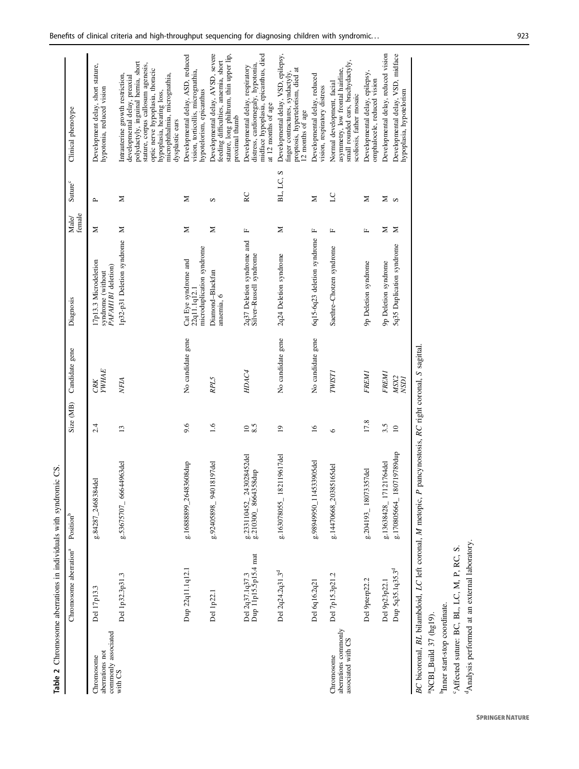**Table 2** Chromosome aberrations in individuals with syndromic CS.

| | Chromosome aberration[a] | Position[b] | Size (MB) | Candidate gene | Diagnosis | Male/female | Suture[c] | Clinical phenotype |
|---|---|---|---|---|---|---|---|---|
| Chromosome aberrations not commonly associated with CS | Del 17p13.3 | g.84287_2468384del | 2.4 | *CRK* *YWHAE* | 17p13.3 Microdeletion syndrome (without *PAFAH1B1* deletion) | M | P | Development delay, short stature, hypotonia, reduced vision |
| | Del 1p32.3p31.3 | g.53675707_66644963del | 13 | *NFIA* | 1p32-p31 Deletion syndrome | M | M | Intrauterine growth restriction, developmental delay, preaxial polydactyly, inguinal hernia, short stature, corpus callosum agenesis, optic nerve hypoplasia, thoracic hypoplasia, hearing loss, microphthalmia, micrognathia, dysplastic ears |
| | Dup 22q11.1q12.1 | g.16888899_26483608dup | 9.6 | No candidate gene | Cat Eye syndrome and 22q11.1q12.1 microduplication syndrome | M | M | Developmental delay, ASD, reduced vision, torticollis, micrognathia, hypotelorism, epicanthus |
| | Del 1p22.1 | g.92405898_94018197del | 1.6 | *RPL5* | Diamond–Blackfan anaemia, 6 | M | S | Developmental delay, AVSD, severe feeding difficulties, anaemia, short stature, long philtrum, thin upper lip, proximal thumb |
| | Del 2q37.1q37.3 Dup 11p15.5p15.4 mat | g.233110452_243028452del g.210300_8664358dup | 10 8.5 | *HDAC4* | 2q37 Deletion syndrome and Silver–Russell syndrome | F | RC | Developmental delay, respiratory distress, cardiomegaly, hypotonia, midface hypoplasia, epicanthus, died at 12 months of age |
| | Del 2q24.2q31.3[d] | g.163078055_182119617del | 19 | No candidate gene | 2q24 Deletion syndrome | M | BL, LC, S | Developmental delay, VSD, epilepsy, finger contractures, syndactyly, proptosis, hypertelorism, died at 12 months of age |
| | Del 6q16.2q21 | g.98949950_114533905del | 16 | No candidate gene | 6q15-6q23 deletion syndrome | F | M | Developmental delay, reduced vision, respiratory distress |
| Chromosome aberrations commonly associated with CS | Del 7p15.3p21.2 | g.14470668_20385165del | 6 | *TWIST1* | Saethre–Chotzen syndrome | F | LC | Normal development, facial asymmetry, low frontal hairline, small rounded ears, brachydactyly, scoliosis, father mosaic |
| | Del 9pterp22.2 | g.204193_18073357del | 17.8 | *FREM1* | 9p Deletion syndrome | F | M | Developmental delay, epilepsy, omphalocele, reduced vision |
| | Del 9p23p22.1 | g.13638428_17121764del | 3.5 | *FREM1* | 9p Deletion syndrome | M | M | Developmental delay, reduced vision |
| | Dup 5q35.1q35.3[d] | g.170805664_180719789dup | 10 | *MSX2* *NSD1* | 5q35 Duplication syndrome | M | S | Developmental delay, VSD, midface hypoplasia, hypotelorism |

*BC* bicoronal, *BL* bilambdoid, *LC* left coronal, *M* metopic, *P* pancynostosis, *RC* right coronal, *S* sagittal.

[a]NCBI_Build 37 (hg19).

[b]Inner start-stop coordinate.

[c]Affected suture: BC, BL, LC, M, P, RC, S.

[d]Analysis performed at an external laboratory.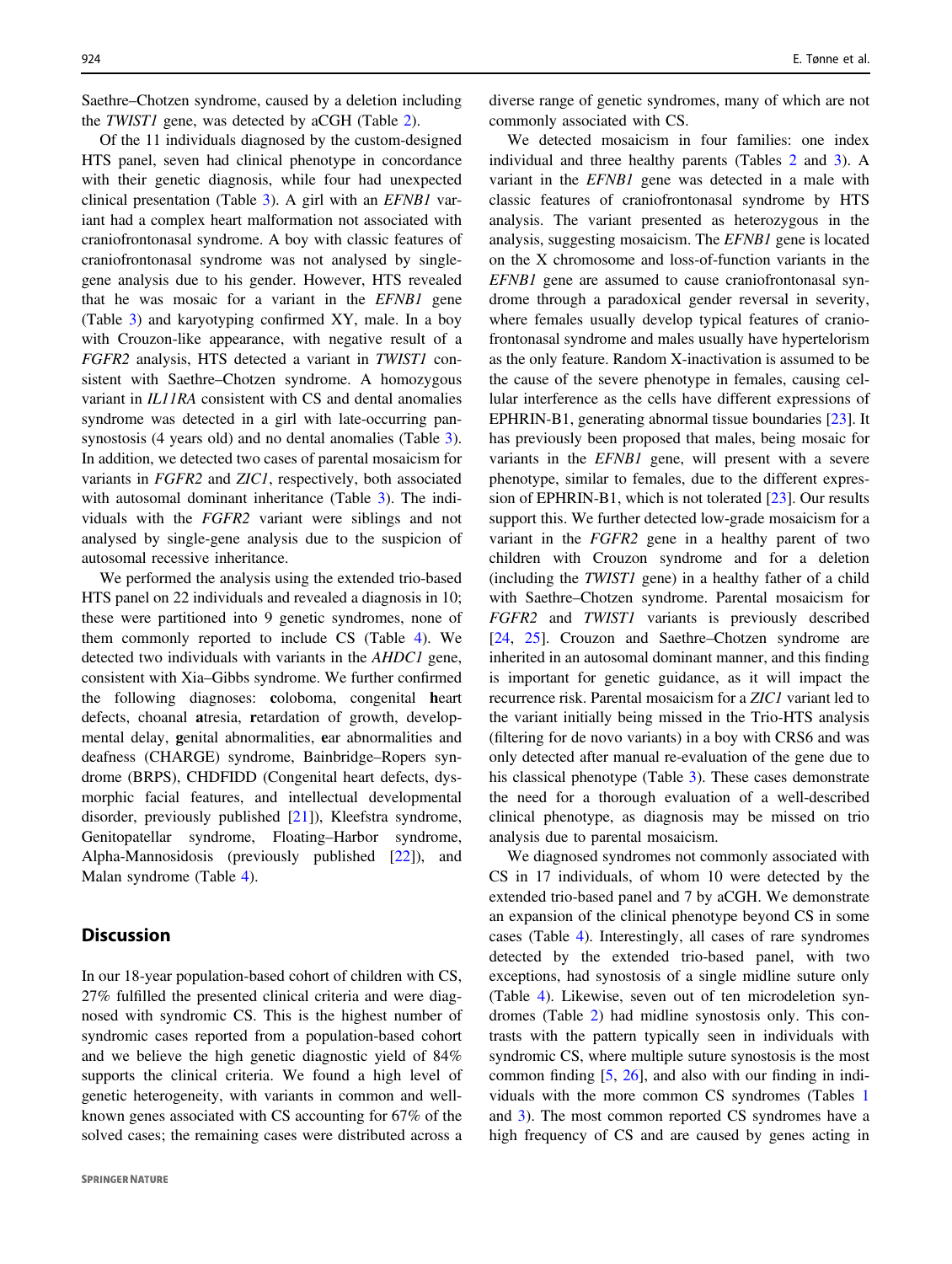Saethre–Chotzen syndrome, caused by a deletion including the *TWIST1* gene, was detected by aCGH (Table 2).

Of the 11 individuals diagnosed by the custom-designed HTS panel, seven had clinical phenotype in concordance with their genetic diagnosis, while four had unexpected clinical presentation (Table 3). A girl with an *EFNB1* variant had a complex heart malformation not associated with craniofrontonasal syndrome. A boy with classic features of craniofrontonasal syndrome was not analysed by single-gene analysis due to his gender. However, HTS revealed that he was mosaic for a variant in the *EFNB1* gene (Table 3) and karyotyping confirmed XY, male. In a boy with Crouzon-like appearance, with negative result of a *FGFR2* analysis, HTS detected a variant in *TWIST1* consistent with Saethre–Chotzen syndrome. A homozygous variant in *IL11RA* consistent with CS and dental anomalies syndrome was detected in a girl with late-occurring pansynostosis (4 years old) and no dental anomalies (Table 3). In addition, we detected two cases of parental mosaicism for variants in *FGFR2* and *ZIC1*, respectively, both associated with autosomal dominant inheritance (Table 3). The individuals with the *FGFR2* variant were siblings and not analysed by single-gene analysis due to the suspicion of autosomal recessive inheritance.

We performed the analysis using the extended trio-based HTS panel on 22 individuals and revealed a diagnosis in 10; these were partitioned into 9 genetic syndromes, none of them commonly reported to include CS (Table 4). We detected two individuals with variants in the *AHDC1* gene, consistent with Xia–Gibbs syndrome. We further confirmed the following diagnoses: **c**oloboma, congenital **h**eart defects, choanal **a**tresia, **r**etardation of growth, developmental delay, **g**enital abnormalities, **e**ar abnormalities and deafness (CHARGE) syndrome, Bainbridge–Ropers syndrome (BRPS), CHDFIDD (Congenital heart defects, dysmorphic facial features, and intellectual developmental disorder, previously published [21]), Kleefstra syndrome, Genitopatellar syndrome, Floating–Harbor syndrome, Alpha-Mannosidosis (previously published [22]), and Malan syndrome (Table 4).

## Discussion

In our 18-year population-based cohort of children with CS, 27% fulfilled the presented clinical criteria and were diagnosed with syndromic CS. This is the highest number of syndromic cases reported from a population-based cohort and we believe the high genetic diagnostic yield of 84% supports the clinical criteria. We found a high level of genetic heterogeneity, with variants in common and well-known genes associated with CS accounting for 67% of the solved cases; the remaining cases were distributed across a diverse range of genetic syndromes, many of which are not commonly associated with CS.

We detected mosaicism in four families: one index individual and three healthy parents (Tables 2 and 3). A variant in the *EFNB1* gene was detected in a male with classic features of craniofrontonasal syndrome by HTS analysis. The variant presented as heterozygous in the analysis, suggesting mosaicism. The *EFNB1* gene is located on the X chromosome and loss-of-function variants in the *EFNB1* gene are assumed to cause craniofrontonasal syndrome through a paradoxical gender reversal in severity, where females usually develop typical features of craniofrontonasal syndrome and males usually have hypertelorism as the only feature. Random X-inactivation is assumed to be the cause of the severe phenotype in females, causing cellular interference as the cells have different expressions of EPHRIN-B1, generating abnormal tissue boundaries [23]. It has previously been proposed that males, being mosaic for variants in the *EFNB1* gene, will present with a severe phenotype, similar to females, due to the different expression of EPHRIN-B1, which is not tolerated [23]. Our results support this. We further detected low-grade mosaicism for a variant in the *FGFR2* gene in a healthy parent of two children with Crouzon syndrome and for a deletion (including the *TWIST1* gene) in a healthy father of a child with Saethre–Chotzen syndrome. Parental mosaicism for *FGFR2* and *TWIST1* variants is previously described [24, 25]. Crouzon and Saethre–Chotzen syndrome are inherited in an autosomal dominant manner, and this finding is important for genetic guidance, as it will impact the recurrence risk. Parental mosaicism for a *ZIC1* variant led to the variant initially being missed in the Trio-HTS analysis (filtering for de novo variants) in a boy with CRS6 and was only detected after manual re-evaluation of the gene due to his classical phenotype (Table 3). These cases demonstrate the need for a thorough evaluation of a well-described clinical phenotype, as diagnosis may be missed on trio analysis due to parental mosaicism.

We diagnosed syndromes not commonly associated with CS in 17 individuals, of whom 10 were detected by the extended trio-based panel and 7 by aCGH. We demonstrate an expansion of the clinical phenotype beyond CS in some cases (Table 4). Interestingly, all cases of rare syndromes detected by the extended trio-based panel, with two exceptions, had synostosis of a single midline suture only (Table 4). Likewise, seven out of ten microdeletion syndromes (Table 2) had midline synostosis only. This contrasts with the pattern typically seen in individuals with syndromic CS, where multiple suture synostosis is the most common finding [5, 26], and also with our finding in individuals with the more common CS syndromes (Tables 1 and 3). The most common reported CS syndromes have a high frequency of CS and are caused by genes acting in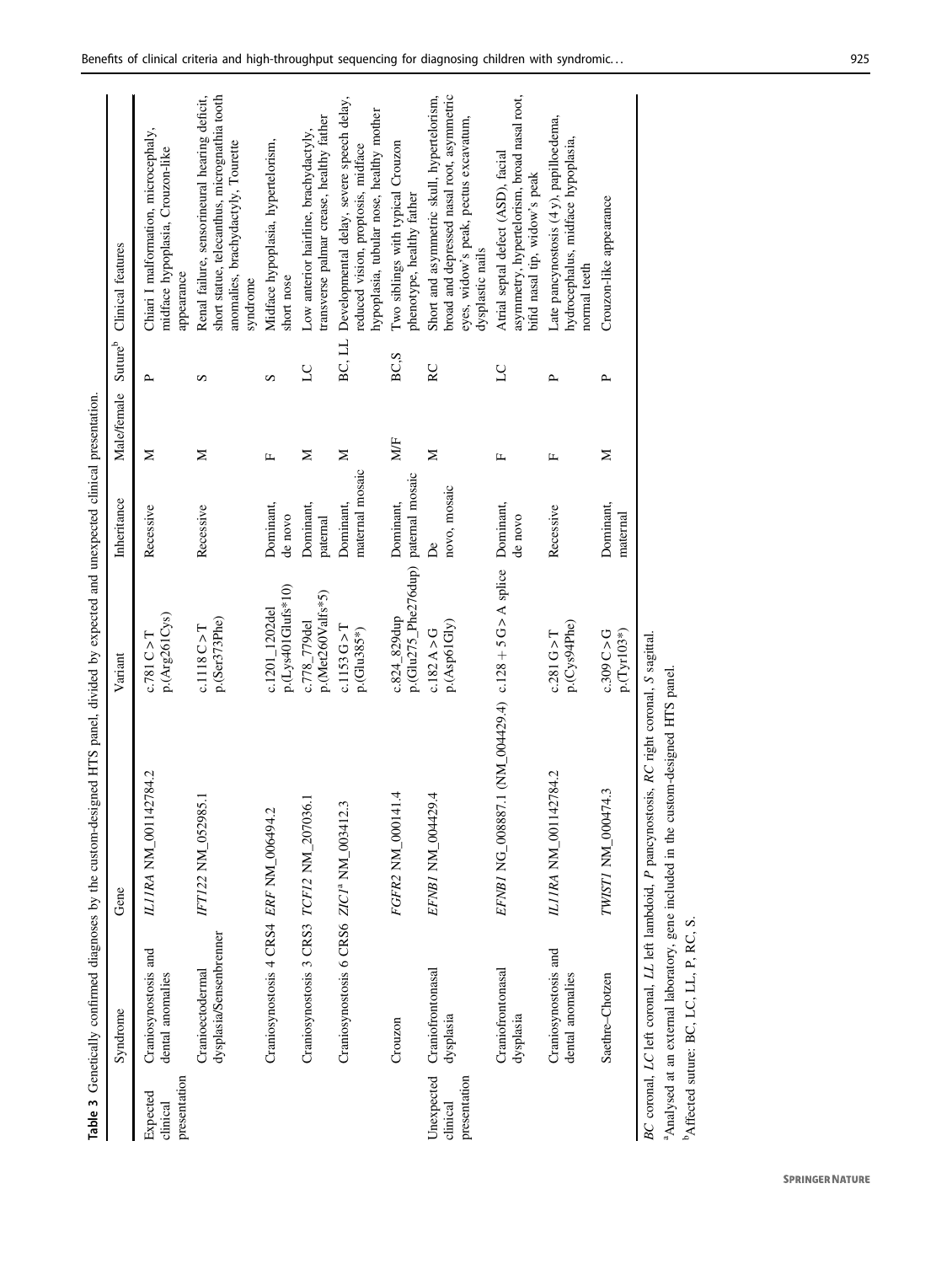**Table 3** Genetically confirmed diagnoses by the custom-designed HTS panel, divided by expected and unexpected clinical presentation.

| | Syndrome | Gene | Variant | Inheritance | Male/female | Suture[b] | Clinical features |
|---|---|---|---|---|---|---|---|
| Expected clinical presentation | Craniosynostosis and dental anomalies | *IL11RA* NM_001142784.2 | c.781 C > T p.(Arg261Cys) | Recessive | M | P | Chiari I malformation, microcephaly, midface hypoplasia, Crouzon-like appearance |
| | Cranioectodermal dysplasia/Sensenbrenner | *IFT122* NM_052985.1 | c.1118 C > T p.(Ser373Phe) | Recessive | M | S | Renal failure, sensorineural hearing deficit, short statue, telecanthus, micrognathia tooth anomalies, brachydactyly, Tourette syndrome |
| | Craniosynostosis 4 CRS4 | *ERF* NM_006494.2 | c.1201_1202del p.(Lys401Glufs*10) | Dominant, de novo | F | S | Midface hypoplasia, hypertelorism, short nose |
| | Craniosynostosis 3 CRS3 | *TCF12* NM_207036.1 | c.778_779del p.(Met260Valfs*5) | Dominant, paternal | M | LC | Low anterior hairline, brachydactyly, transverse palmar crease, healthy father |
| | Craniosynostosis 6 CRS6 | *ZIC1*[a] NM_003412.3 | c.1153 G > T p.(Glu385*) | Dominant, maternal mosaic | M | BC, LL | Developmental delay, severe speech delay, reduced vision, proptosis, midface hypoplasia, tubular nose, healthy mother |
| | Crouzon | *FGFR2* NM_000141.4 | c.824_829dup p.(Glu275_Phe276dup) | Dominant, paternal mosaic | M/F | BC,S | Two siblings with typical Crouzon phenotype, healthy father |
| Unexpected clinical presentation | Craniofrontonasal dysplasia | *EFNB1* NM_004429.4 | c.182 A > G p.(Asp61Gly) | De novo, mosaic | M | RC | Short and asymmetric skull, hypertelorism, broad and depressed nasal root, asymmetric eyes, widow's peak, pectus excavatum, dysplastic nails |
| | Craniofrontonasal dysplasia | *EFNB1* NG_008887.1 (NM_004429.4) | c.128 + 5 G > A splice | Dominant, de novo | F | LC | Atrial septal defect (ASD), facial asymmetry, hypertelorism, broad nasal root, bifid nasal tip, widow's peak |
| | Craniosynostosis and dental anomalies | *IL11RA* NM_001142784.2 | c.281 G > T p.(Cys94Phe) | Recessive | F | P | Late pancynostosis (4 y), papilloedema, hydrocephalus, midface hypoplasia, normal teeth |
| | Saethre–Chotzen | *TWIST1* NM_000474.3 | c.309 C > G p.(Tyr103*) | Dominant, maternal | M | P | Crouzon-like appearance |

*BC* coronal, *LC* left coronal, *LL* left lambdoid, *P* pancynostosis, *RC* right coronal, *S* sagittal.

[a]Analysed at an external laboratory, gene included in the custom-designed HTS panel.

[b]Affected suture: BC, LC, LL, P, RC, S.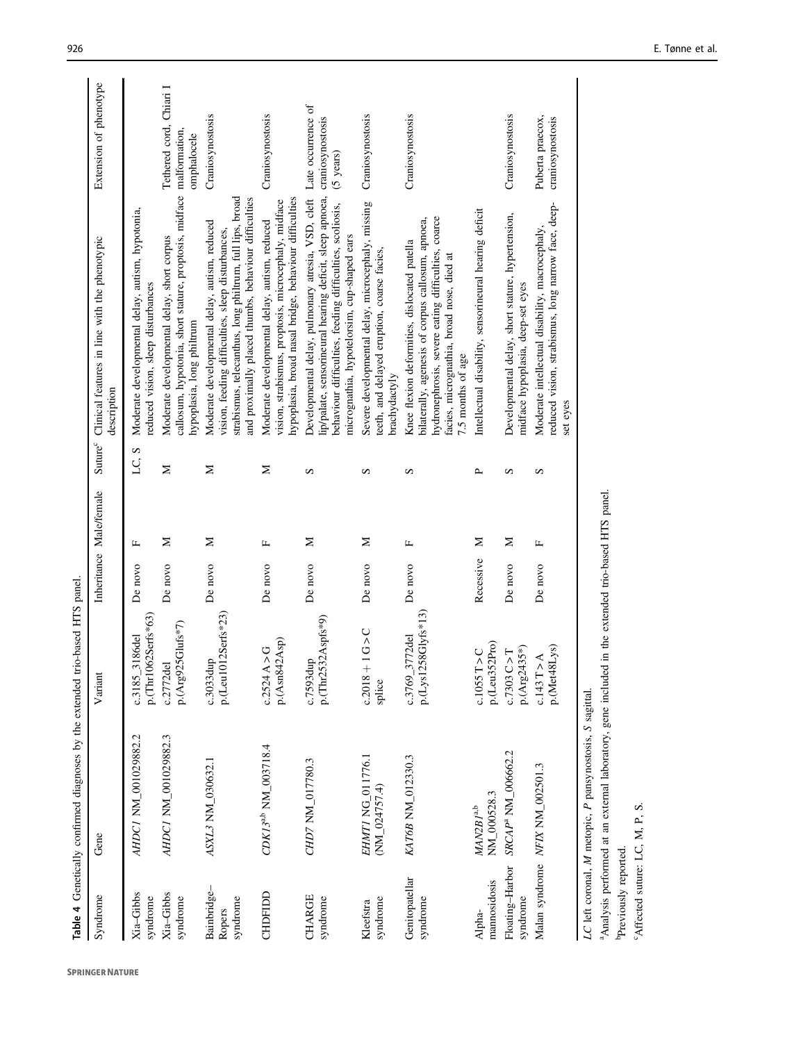**Table 4** Genetically confirmed diagnoses by the extended trio-based HTS panel.

| Syndrome | Gene | Variant | Inheritance | Male/female | Suture[c] | Clinical features in line with the phenotypic description | Extension of phenotype |
|---|---|---|---|---|---|---|---|
| Xia–Gibbs syndrome | *AHDC1* NM_001029882.2 | c.3185_3186del p.(Thr1062Serfs*63) | De novo | F | LC, S | Moderate developmental delay, autism, hypotonia, reduced vision, sleep disturbances | |
| Xia–Gibbs syndrome | *AHDC1* NM_001029882.3 | c.2772del p.(Arg925Glufs*7) | De novo | M | M | Moderate developmental delay, short corpus callosum, hypotonia, short stature, proptosis, midface hypoplasia, long philtrum | Tethered cord, Chiari I malformation, omphalocele |
| Bainbridge–Ropers syndrome | *ASXL3* NM_030632.1 | c.3033dup p.(Leu1012Serfs*23) | De novo | M | M | Moderate developmental delay, autism, reduced vision, feeding difficulties, sleep disturbances, strabismus, telecanthus, long philtrum, full lips, broad and proximally placed thumbs, behaviour difficulties | Craniosynostosis |
| CHDFIDD | *CDK13*[a,b] NM_003718.4 | c.2524 A > G p.(Asn842Asp) | De novo | F | M | Moderate developmental delay, autism, reduced vision, strabismus, proptosis, microcephaly, midface hypoplasia, broad nasal bridge, behaviour difficulties | Craniosynostosis |
| CHARGE syndrome | *CHD7* NM_017780.3 | c.7593dup p.(Thr2532Aspfs*9) | De novo | M | S | Developmental delay, pulmonary atresia, VSD, cleft lip/palate, sensorineural hearing deficit, sleep apnoea, behaviour difficulties, feeding difficulties, scoliosis, micrognathia, hypotelorsim, cup-shaped ears | Late occurrence of craniosynostosis (5 years) |
| Kleefstra syndrome | *EHMT1* NG_011776.1 (NM_024757.4) | c.2018 + 1 G > C splice | De novo | M | S | Severe developmental delay, microcephaly, missing teeth, and delayed eruption, coarse facies, brachydactyly | Craniosynostosis |
| Genitopatellar syndrome | *KAT6B* NM_012330.3 | c.3769_3772del p.(Lys1258Glyfs*13) | De novo | F | S | Knee flexion deformities, dislocated patella bilaterally, agenesis of corpus callosum, apnoea, hydronephrosis, severe eating difficulties, coarce facies, micrognathia, broad nose, died at 7.5 months of age | Craniosynostosis |
| Alpha-mannosidosis | *MAN2B1*[a,b] NM_000528.3 | c.1055 T > C p.(Leu352Pro) | Recessive | M | P | Intellectual disability, sensorineural hearing deficit | |
| Floating–Harbor syndrome | *SRCAP*[a] NM_006662.2 | c.7303 C > T p.(Arg2435*) | De novo | M | S | Developmental delay, short stature, hypertension, midface hypoplasia, deep-set eyes | Craniosynostosis |
| Malan syndrome | *NFIX* NM_002501.3 | c.143 T > A p.(Met48Lys) | De novo | F | S | Moderate intellectual disability, macrocephaly, reduced vision, strabismus, long narrow face, deep-set eyes | Puberta praecox, craniosynostosis |

*LC* left coronal, *M* metopic, *P* pansynostosis, *S* sagittal.

[a]Analysis performed at an external laboratory, gene included in the extended trio-based HTS panel.

[b]Previously reported.

[c]Affected suture: LC, M, P, S.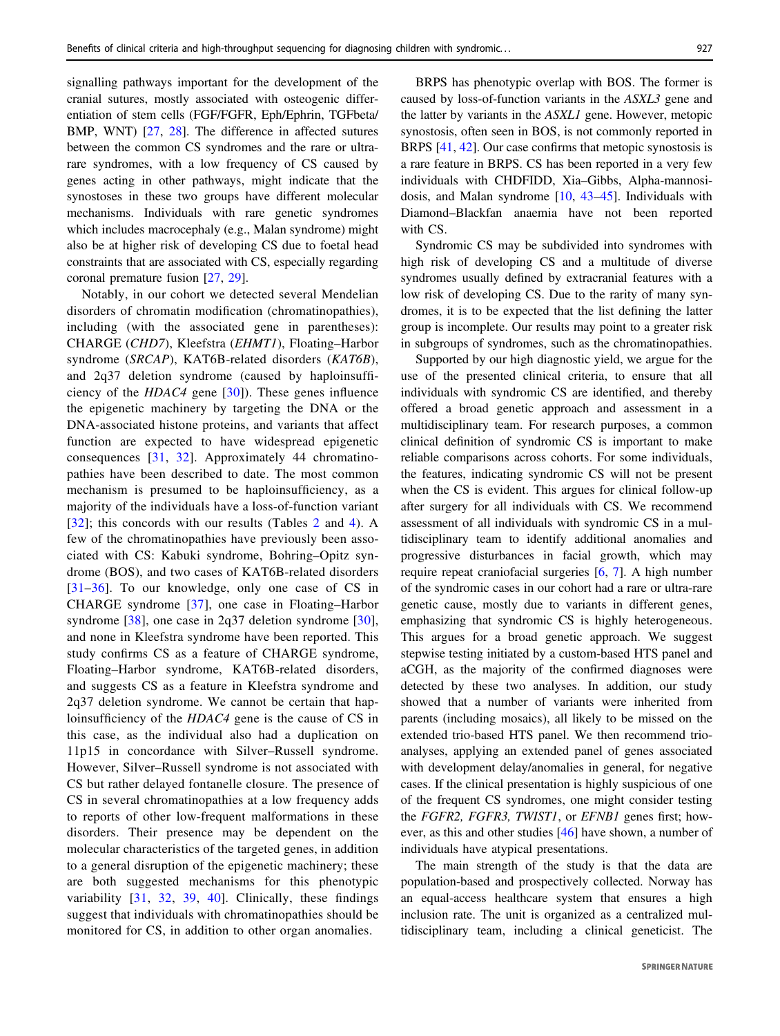signalling pathways important for the development of the cranial sutures, mostly associated with osteogenic differentiation of stem cells (FGF/FGFR, Eph/Ephrin, TGFbeta/BMP, WNT) [27, 28]. The difference in affected sutures between the common CS syndromes and the rare or ultra-rare syndromes, with a low frequency of CS caused by genes acting in other pathways, might indicate that the synostoses in these two groups have different molecular mechanisms. Individuals with rare genetic syndromes which includes macrocephaly (e.g., Malan syndrome) might also be at higher risk of developing CS due to foetal head constraints that are associated with CS, especially regarding coronal premature fusion [27, 29].

Notably, in our cohort we detected several Mendelian disorders of chromatin modification (chromatinopathies), including (with the associated gene in parentheses): CHARGE (*CHD7*), Kleefstra (*EHMT1*), Floating–Harbor syndrome (*SRCAP*), KAT6B-related disorders (*KAT6B*), and 2q37 deletion syndrome (caused by haploinsufficiency of the *HDAC4* gene [30]). These genes influence the epigenetic machinery by targeting the DNA or the DNA-associated histone proteins, and variants that affect function are expected to have widespread epigenetic consequences [31, 32]. Approximately 44 chromatinopathies have been described to date. The most common mechanism is presumed to be haploinsufficiency, as a majority of the individuals have a loss-of-function variant [32]; this concords with our results (Tables 2 and 4). A few of the chromatinopathies have previously been associated with CS: Kabuki syndrome, Bohring–Opitz syndrome (BOS), and two cases of KAT6B-related disorders [31–36]. To our knowledge, only one case of CS in CHARGE syndrome [37], one case in Floating–Harbor syndrome [38], one case in 2q37 deletion syndrome [30], and none in Kleefstra syndrome have been reported. This study confirms CS as a feature of CHARGE syndrome, Floating–Harbor syndrome, KAT6B-related disorders, and suggests CS as a feature in Kleefstra syndrome and 2q37 deletion syndrome. We cannot be certain that haploinsufficiency of the *HDAC4* gene is the cause of CS in this case, as the individual also had a duplication on 11p15 in concordance with Silver–Russell syndrome. However, Silver–Russell syndrome is not associated with CS but rather delayed fontanelle closure. The presence of CS in several chromatinopathies at a low frequency adds to reports of other low-frequent malformations in these disorders. Their presence may be dependent on the molecular characteristics of the targeted genes, in addition to a general disruption of the epigenetic machinery; these are both suggested mechanisms for this phenotypic variability [31, 32, 39, 40]. Clinically, these findings suggest that individuals with chromatinopathies should be monitored for CS, in addition to other organ anomalies.

BRPS has phenotypic overlap with BOS. The former is caused by loss-of-function variants in the *ASXL3* gene and the latter by variants in the *ASXL1* gene. However, metopic synostosis, often seen in BOS, is not commonly reported in BRPS [41, 42]. Our case confirms that metopic synostosis is a rare feature in BRPS. CS has been reported in a very few individuals with CHDFIDD, Xia–Gibbs, Alpha-mannosidosis, and Malan syndrome [10, 43–45]. Individuals with Diamond–Blackfan anaemia have not been reported with CS.

Syndromic CS may be subdivided into syndromes with high risk of developing CS and a multitude of diverse syndromes usually defined by extracranial features with a low risk of developing CS. Due to the rarity of many syndromes, it is to be expected that the list defining the latter group is incomplete. Our results may point to a greater risk in subgroups of syndromes, such as the chromatinopathies.

Supported by our high diagnostic yield, we argue for the use of the presented clinical criteria, to ensure that all individuals with syndromic CS are identified, and thereby offered a broad genetic approach and assessment in a multidisciplinary team. For research purposes, a common clinical definition of syndromic CS is important to make reliable comparisons across cohorts. For some individuals, the features, indicating syndromic CS will not be present when the CS is evident. This argues for clinical follow-up after surgery for all individuals with CS. We recommend assessment of all individuals with syndromic CS in a multidisciplinary team to identify additional anomalies and progressive disturbances in facial growth, which may require repeat craniofacial surgeries [6, 7]. A high number of the syndromic cases in our cohort had a rare or ultra-rare genetic cause, mostly due to variants in different genes, emphasizing that syndromic CS is highly heterogeneous. This argues for a broad genetic approach. We suggest stepwise testing initiated by a custom-based HTS panel and aCGH, as the majority of the confirmed diagnoses were detected by these two analyses. In addition, our study showed that a number of variants were inherited from parents (including mosaics), all likely to be missed on the extended trio-based HTS panel. We then recommend trio-analyses, applying an extended panel of genes associated with development delay/anomalies in general, for negative cases. If the clinical presentation is highly suspicious of one of the frequent CS syndromes, one might consider testing the *FGFR2, FGFR3, TWIST1*, or *EFNB1* genes first; however, as this and other studies [46] have shown, a number of individuals have atypical presentations.

The main strength of the study is that the data are population-based and prospectively collected. Norway has an equal-access healthcare system that ensures a high inclusion rate. The unit is organized as a centralized multidisciplinary team, including a clinical geneticist. The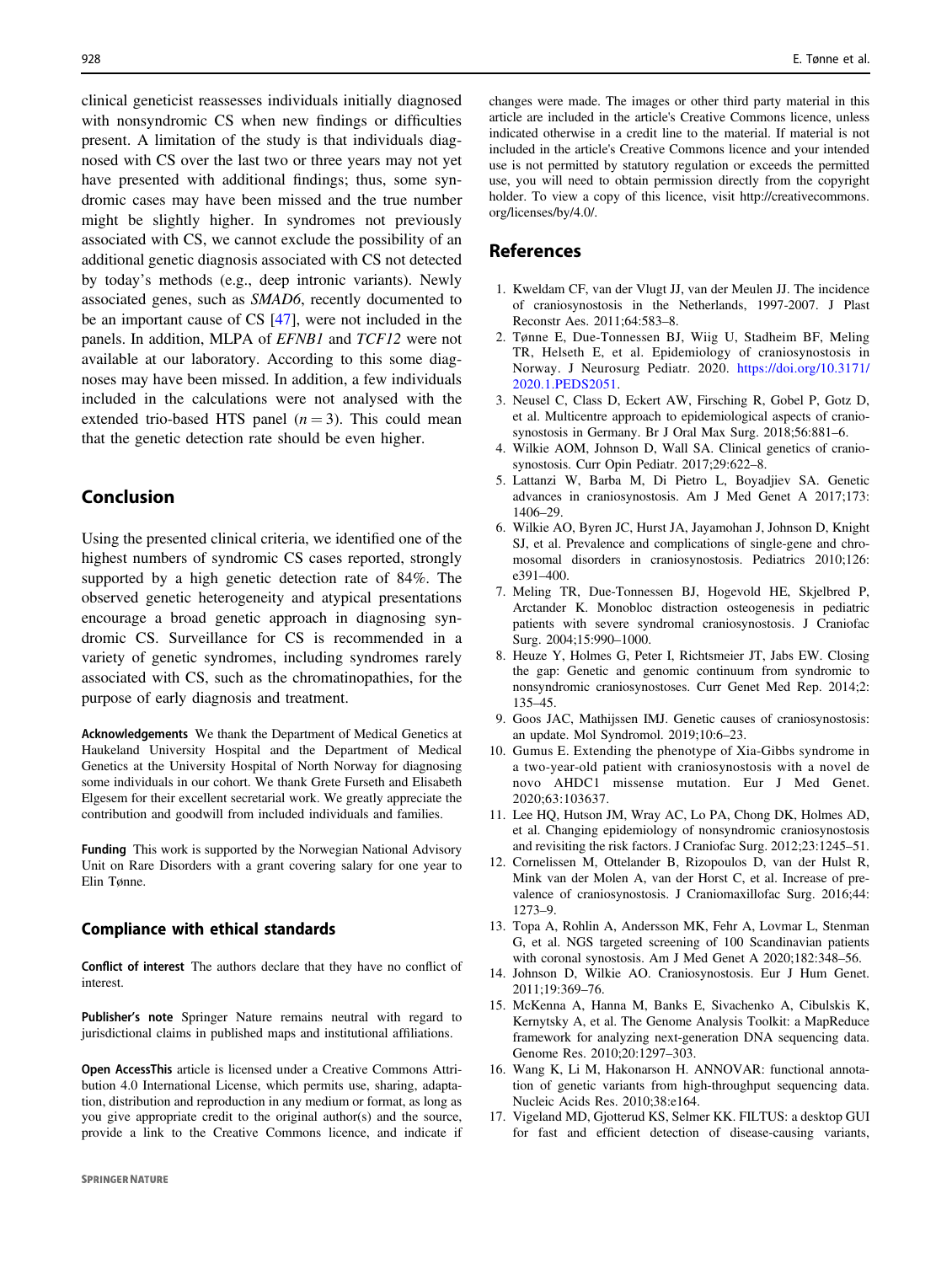clinical geneticist reassesses individuals initially diagnosed with nonsyndromic CS when new findings or difficulties present. A limitation of the study is that individuals diagnosed with CS over the last two or three years may not yet have presented with additional findings; thus, some syndromic cases may have been missed and the true number might be slightly higher. In syndromes not previously associated with CS, we cannot exclude the possibility of an additional genetic diagnosis associated with CS not detected by today's methods (e.g., deep intronic variants). Newly associated genes, such as *SMAD6*, recently documented to be an important cause of CS [47], were not included in the panels. In addition, MLPA of *EFNB1* and *TCF12* were not available at our laboratory. According to this some diagnoses may have been missed. In addition, a few individuals included in the calculations were not analysed with the extended trio-based HTS panel ($n = 3$). This could mean that the genetic detection rate should be even higher.

## Conclusion

Using the presented clinical criteria, we identified one of the highest numbers of syndromic CS cases reported, strongly supported by a high genetic detection rate of 84%. The observed genetic heterogeneity and atypical presentations encourage a broad genetic approach in diagnosing syndromic CS. Surveillance for CS is recommended in a variety of genetic syndromes, including syndromes rarely associated with CS, such as the chromatinopathies, for the purpose of early diagnosis and treatment.

**Acknowledgements** We thank the Department of Medical Genetics at Haukeland University Hospital and the Department of Medical Genetics at the University Hospital of North Norway for diagnosing some individuals in our cohort. We thank Grete Furseth and Elisabeth Elgesem for their excellent secretarial work. We greatly appreciate the contribution and goodwill from included individuals and families.

**Funding** This work is supported by the Norwegian National Advisory Unit on Rare Disorders with a grant covering salary for one year to Elin Tønne.

### Compliance with ethical standards

**Conflict of interest** The authors declare that they have no conflict of interest.

**Publisher's note** Springer Nature remains neutral with regard to jurisdictional claims in published maps and institutional affiliations.

**Open Access** This article is licensed under a Creative Commons Attribution 4.0 International License, which permits use, sharing, adaptation, distribution and reproduction in any medium or format, as long as you give appropriate credit to the original author(s) and the source, provide a link to the Creative Commons licence, and indicate if changes were made. The images or other third party material in this article are included in the article's Creative Commons licence, unless indicated otherwise in a credit line to the material. If material is not included in the article's Creative Commons licence and your intended use is not permitted by statutory regulation or exceeds the permitted use, you will need to obtain permission directly from the copyright holder. To view a copy of this licence, visit http://creativecommons.org/licenses/by/4.0/.

## References

1. Kweldam CF, van der Vlugt JJ, van der Meulen JJ. The incidence of craniosynostosis in the Netherlands, 1997-2007. J Plast Reconstr Aes. 2011;64:583–8.
2. Tønne E, Due-Tonnessen BJ, Wiig U, Stadheim BF, Meling TR, Helseth E, et al. Epidemiology of craniosynostosis in Norway. J Neurosurg Pediatr. 2020. https://doi.org/10.3171/2020.1.PEDS2051.
3. Neusel C, Class D, Eckert AW, Firsching R, Gobel P, Gotz D, et al. Multicentre approach to epidemiological aspects of craniosynostosis in Germany. Br J Oral Max Surg. 2018;56:881–6.
4. Wilkie AOM, Johnson D, Wall SA. Clinical genetics of craniosynostosis. Curr Opin Pediatr. 2017;29:622–8.
5. Lattanzi W, Barba M, Di Pietro L, Boyadjiev SA. Genetic advances in craniosynostosis. Am J Med Genet A 2017;173:1406–29.
6. Wilkie AO, Byren JC, Hurst JA, Jayamohan J, Johnson D, Knight SJ, et al. Prevalence and complications of single-gene and chromosomal disorders in craniosynostosis. Pediatrics 2010;126:e391–400.
7. Meling TR, Due-Tonnessen BJ, Hogevold HE, Skjelbred P, Arctander K. Monobloc distraction osteogenesis in pediatric patients with severe syndromal craniosynostosis. J Craniofac Surg. 2004;15:990–1000.
8. Heuze Y, Holmes G, Peter I, Richtsmeier JT, Jabs EW. Closing the gap: Genetic and genomic continuum from syndromic to nonsyndromic craniosynostoses. Curr Genet Med Rep. 2014;2:135–45.
9. Goos JAC, Mathijssen IMJ. Genetic causes of craniosynostosis: an update. Mol Syndromol. 2019;10:6–23.
10. Gumus E. Extending the phenotype of Xia-Gibbs syndrome in a two-year-old patient with craniosynostosis with a novel de novo AHDC1 missense mutation. Eur J Med Genet. 2020;63:103637.
11. Lee HQ, Hutson JM, Wray AC, Lo PA, Chong DK, Holmes AD, et al. Changing epidemiology of nonsyndromic craniosynostosis and revisiting the risk factors. J Craniofac Surg. 2012;23:1245–51.
12. Cornelissen M, Ottelander B, Rizopoulos D, van der Hulst R, Mink van der Molen A, van der Horst C, et al. Increase of prevalence of craniosynostosis. J Craniomaxillofac Surg. 2016;44:1273–9.
13. Topa A, Rohlin A, Andersson MK, Fehr A, Lovmar L, Stenman G, et al. NGS targeted screening of 100 Scandinavian patients with coronal synostosis. Am J Med Genet A 2020;182:348–56.
14. Johnson D, Wilkie AO. Craniosynostosis. Eur J Hum Genet. 2011;19:369–76.
15. McKenna A, Hanna M, Banks E, Sivachenko A, Cibulskis K, Kernytsky A, et al. The Genome Analysis Toolkit: a MapReduce framework for analyzing next-generation DNA sequencing data. Genome Res. 2010;20:1297–303.
16. Wang K, Li M, Hakonarson H. ANNOVAR: functional annotation of genetic variants from high-throughput sequencing data. Nucleic Acids Res. 2010;38:e164.
17. Vigeland MD, Gjotterud KS, Selmer KK. FILTUS: a desktop GUI for fast and efficient detection of disease-causing variants,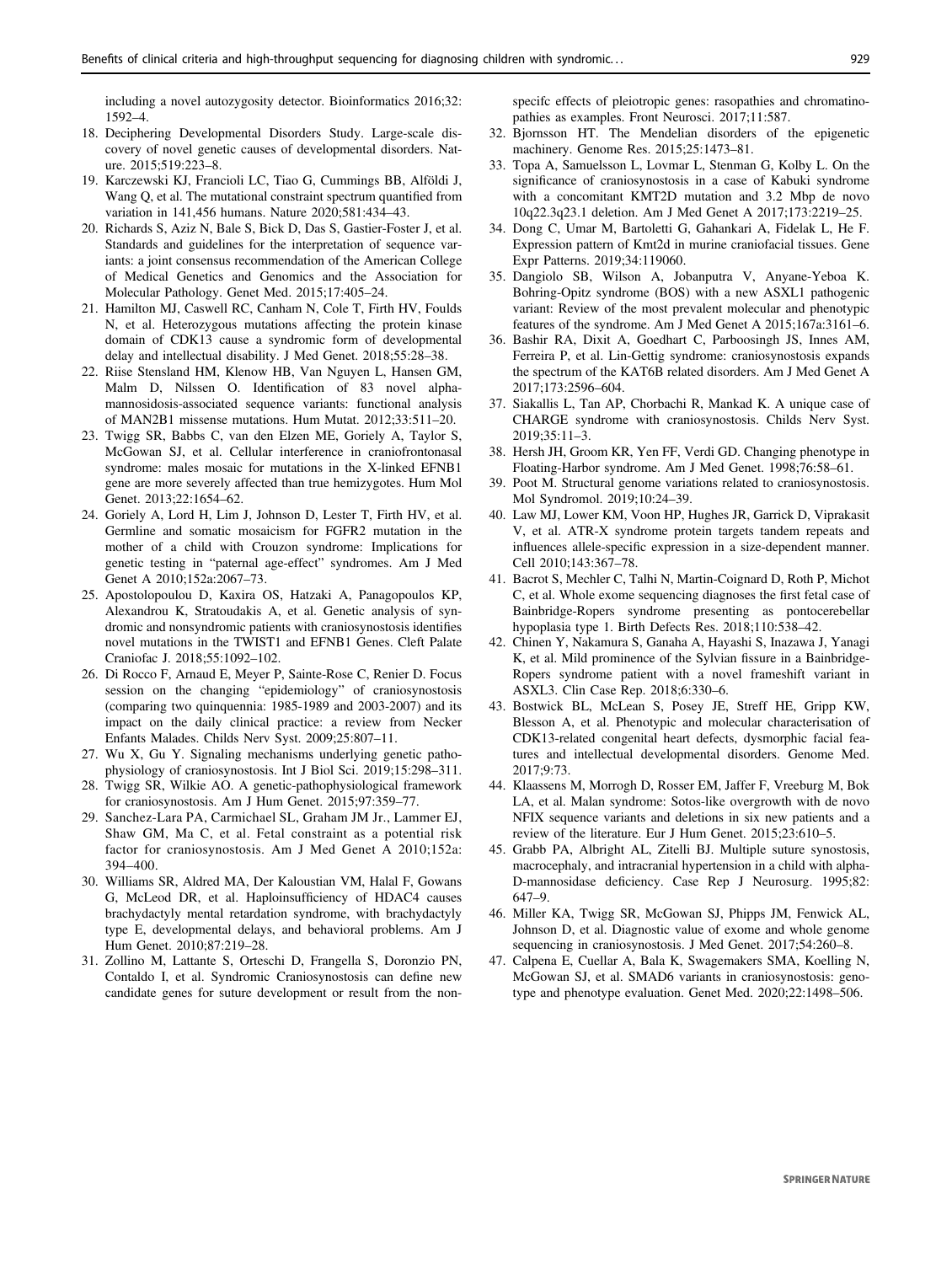including a novel autozygosity detector. Bioinformatics 2016;32: 1592–4.

18. Deciphering Developmental Disorders Study. Large-scale discovery of novel genetic causes of developmental disorders. Nature. 2015;519:223–8.
19. Karczewski KJ, Francioli LC, Tiao G, Cummings BB, Alföldi J, Wang Q, et al. The mutational constraint spectrum quantified from variation in 141,456 humans. Nature 2020;581:434–43.
20. Richards S, Aziz N, Bale S, Bick D, Das S, Gastier-Foster J, et al. Standards and guidelines for the interpretation of sequence variants: a joint consensus recommendation of the American College of Medical Genetics and Genomics and the Association for Molecular Pathology. Genet Med. 2015;17:405–24.
21. Hamilton MJ, Caswell RC, Canham N, Cole T, Firth HV, Foulds N, et al. Heterozygous mutations affecting the protein kinase domain of CDK13 cause a syndromic form of developmental delay and intellectual disability. J Med Genet. 2018;55:28–38.
22. Riise Stensland HM, Klenow HB, Van Nguyen L, Hansen GM, Malm D, Nilssen O. Identification of 83 novel alpha-mannosidosis-associated sequence variants: functional analysis of MAN2B1 missense mutations. Hum Mutat. 2012;33:511–20.
23. Twigg SR, Babbs C, van den Elzen ME, Goriely A, Taylor S, McGowan SJ, et al. Cellular interference in craniofrontonasal syndrome: males mosaic for mutations in the X-linked EFNB1 gene are more severely affected than true hemizygotes. Hum Mol Genet. 2013;22:1654–62.
24. Goriely A, Lord H, Lim J, Johnson D, Lester T, Firth HV, et al. Germline and somatic mosaicism for FGFR2 mutation in the mother of a child with Crouzon syndrome: Implications for genetic testing in "paternal age-effect" syndromes. Am J Med Genet A 2010;152a:2067–73.
25. Apostolopoulou D, Kaxira OS, Hatzaki A, Panagopoulos KP, Alexandrou K, Stratoudakis A, et al. Genetic analysis of syndromic and nonsyndromic patients with craniosynostosis identifies novel mutations in the TWIST1 and EFNB1 Genes. Cleft Palate Craniofac J. 2018;55:1092–102.
26. Di Rocco F, Arnaud E, Meyer P, Sainte-Rose C, Renier D. Focus session on the changing "epidemiology" of craniosynostosis (comparing two quinquennia: 1985-1989 and 2003-2007) and its impact on the daily clinical practice: a review from Necker Enfants Malades. Childs Nerv Syst. 2009;25:807–11.
27. Wu X, Gu Y. Signaling mechanisms underlying genetic pathophysiology of craniosynostosis. Int J Biol Sci. 2019;15:298–311.
28. Twigg SR, Wilkie AO. A genetic-pathophysiological framework for craniosynostosis. Am J Hum Genet. 2015;97:359–77.
29. Sanchez-Lara PA, Carmichael SL, Graham JM Jr., Lammer EJ, Shaw GM, Ma C, et al. Fetal constraint as a potential risk factor for craniosynostosis. Am J Med Genet A 2010;152a: 394–400.
30. Williams SR, Aldred MA, Der Kaloustian VM, Halal F, Gowans G, McLeod DR, et al. Haploinsufficiency of HDAC4 causes brachydactyly mental retardation syndrome, with brachydactyly type E, developmental delays, and behavioral problems. Am J Hum Genet. 2010;87:219–28.
31. Zollino M, Lattante S, Orteschi D, Frangella S, Doronzio PN, Contaldo I, et al. Syndromic Craniosynostosis can define new candidate genes for suture development or result from the non-specifc effects of pleiotropic genes: rasopathies and chromatinopathies as examples. Front Neurosci. 2017;11:587.
32. Bjornsson HT. The Mendelian disorders of the epigenetic machinery. Genome Res. 2015;25:1473–81.
33. Topa A, Samuelsson L, Lovmar L, Stenman G, Kolby L. On the significance of craniosynostosis in a case of Kabuki syndrome with a concomitant KMT2D mutation and 3.2 Mbp de novo 10q22.3q23.1 deletion. Am J Med Genet A 2017;173:2219–25.
34. Dong C, Umar M, Bartoletti G, Gahankari A, Fidelak L, He F. Expression pattern of Kmt2d in murine craniofacial tissues. Gene Expr Patterns. 2019;34:119060.
35. Dangiolo SB, Wilson A, Jobanputra V, Anyane-Yeboa K. Bohring-Opitz syndrome (BOS) with a new ASXL1 pathogenic variant: Review of the most prevalent molecular and phenotypic features of the syndrome. Am J Med Genet A 2015;167a:3161–6.
36. Bashir RA, Dixit A, Goedhart C, Parboosingh JS, Innes AM, Ferreira P, et al. Lin-Gettig syndrome: craniosynostosis expands the spectrum of the KAT6B related disorders. Am J Med Genet A 2017;173:2596–604.
37. Siakallis L, Tan AP, Chorbachi R, Mankad K. A unique case of CHARGE syndrome with craniosynostosis. Childs Nerv Syst. 2019;35:11–3.
38. Hersh JH, Groom KR, Yen FF, Verdi GD. Changing phenotype in Floating-Harbor syndrome. Am J Med Genet. 1998;76:58–61.
39. Poot M. Structural genome variations related to craniosynostosis. Mol Syndromol. 2019;10:24–39.
40. Law MJ, Lower KM, Voon HP, Hughes JR, Garrick D, Viprakasit V, et al. ATR-X syndrome protein targets tandem repeats and influences allele-specific expression in a size-dependent manner. Cell 2010;143:367–78.
41. Bacrot S, Mechler C, Talhi N, Martin-Coignard D, Roth P, Michot C, et al. Whole exome sequencing diagnoses the first fetal case of Bainbridge-Ropers syndrome presenting as pontocerebellar hypoplasia type 1. Birth Defects Res. 2018;110:538–42.
42. Chinen Y, Nakamura S, Ganaha A, Hayashi S, Inazawa J, Yanagi K, et al. Mild prominence of the Sylvian fissure in a Bainbridge-Ropers syndrome patient with a novel frameshift variant in ASXL3. Clin Case Rep. 2018;6:330–6.
43. Bostwick BL, McLean S, Posey JE, Streff HE, Gripp KW, Blesson A, et al. Phenotypic and molecular characterisation of CDK13-related congenital heart defects, dysmorphic facial features and intellectual developmental disorders. Genome Med. 2017;9:73.
44. Klaassens M, Morrogh D, Rosser EM, Jaffer F, Vreeburg M, Bok LA, et al. Malan syndrome: Sotos-like overgrowth with de novo NFIX sequence variants and deletions in six new patients and a review of the literature. Eur J Hum Genet. 2015;23:610–5.
45. Grabb PA, Albright AL, Zitelli BJ. Multiple suture synostosis, macrocephaly, and intracranial hypertension in a child with alpha-D-mannosidase deficiency. Case Rep J Neurosurg. 1995;82: 647–9.
46. Miller KA, Twigg SR, McGowan SJ, Phipps JM, Fenwick AL, Johnson D, et al. Diagnostic value of exome and whole genome sequencing in craniosynostosis. J Med Genet. 2017;54:260–8.
47. Calpena E, Cuellar A, Bala K, Swagemakers SMA, Koelling N, McGowan SJ, et al. SMAD6 variants in craniosynostosis: genotype and phenotype evaluation. Genet Med. 2020;22:1498–506.